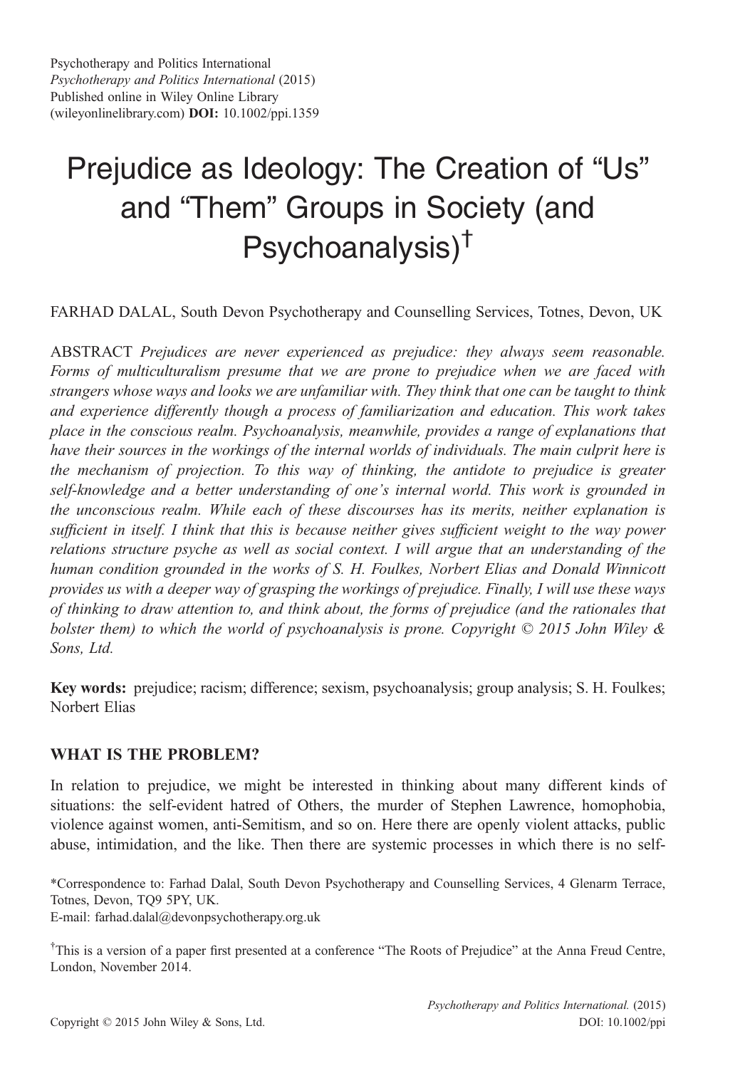# Prejudice as Ideology: The Creation of "Us" and "Them" Groups in Society (and Psychoanalysis)[†]

FARHAD DALAL, South Devon Psychotherapy and Counselling Services, Totnes, Devon, UK

ABSTRACT *Prejudices are never experienced as prejudice: they always seem reasonable. Forms of multiculturalism presume that we are prone to prejudice when we are faced with strangers whose ways and looks we are unfamiliar with. They think that one can be taught to think and experience differently though a process of familiarization and education. This work takes place in the conscious realm. Psychoanalysis, meanwhile, provides a range of explanations that have their sources in the workings of the internal worlds of individuals. The main culprit here is the mechanism of projection. To this way of thinking, the antidote to prejudice is greater self-knowledge and a better understanding of one's internal world. This work is grounded in the unconscious realm. While each of these discourses has its merits, neither explanation is sufficient in itself. I think that this is because neither gives sufficient weight to the way power relations structure psyche as well as social context. I will argue that an understanding of the human condition grounded in the works of S. H. Foulkes, Norbert Elias and Donald Winnicott provides us with a deeper way of grasping the workings of prejudice. Finally, I will use these ways of thinking to draw attention to, and think about, the forms of prejudice (and the rationales that bolster them) to which the world of psychoanalysis is prone. Copyright © 2015 John Wiley & Sons, Ltd.*

**Key words:** prejudice; racism; difference; sexism, psychoanalysis; group analysis; S. H. Foulkes; Norbert Elias

## WHAT IS THE PROBLEM?

In relation to prejudice, we might be interested in thinking about many different kinds of situations: the self-evident hatred of Others, the murder of Stephen Lawrence, homophobia, violence against women, anti-Semitism, and so on. Here there are openly violent attacks, public abuse, intimidation, and the like. Then there are systemic processes in which there is no self-

*Correspondence to: Farhad Dalal, South Devon Psychotherapy and Counselling Services, 4 Glenarm Terrace, Totnes, Devon, TQ9 5PY, UK.
E-mail: farhad.dalal@devonpsychotherapy.org.uk

[†]This is a version of a paper first presented at a conference "The Roots of Prejudice" at the Anna Freud Centre, London, November 2014.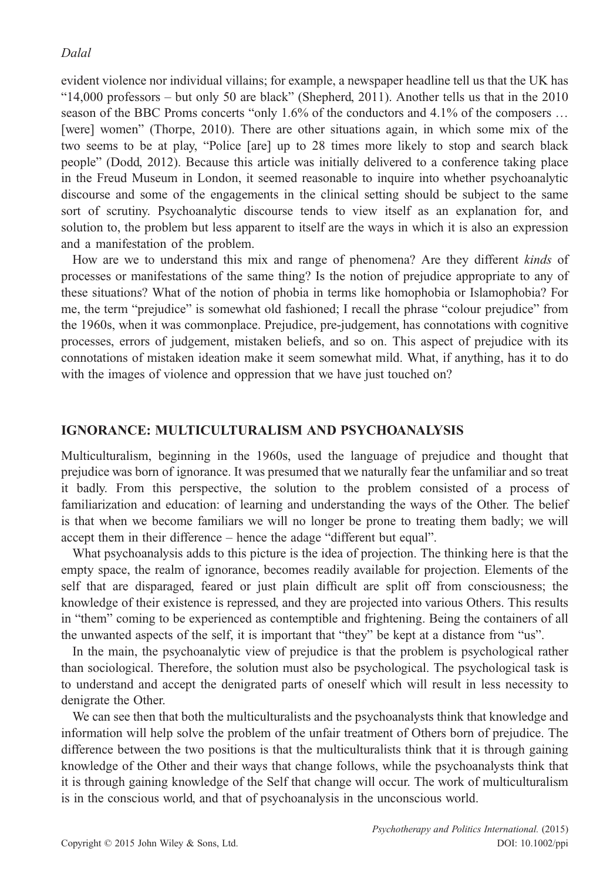evident violence nor individual villains; for example, a newspaper headline tell us that the UK has "14,000 professors – but only 50 are black" (Shepherd, 2011). Another tells us that in the 2010 season of the BBC Proms concerts "only 1.6% of the conductors and 4.1% of the composers … [were] women" (Thorpe, 2010). There are other situations again, in which some mix of the two seems to be at play, "Police [are] up to 28 times more likely to stop and search black people" (Dodd, 2012). Because this article was initially delivered to a conference taking place in the Freud Museum in London, it seemed reasonable to inquire into whether psychoanalytic discourse and some of the engagements in the clinical setting should be subject to the same sort of scrutiny. Psychoanalytic discourse tends to view itself as an explanation for, and solution to, the problem but less apparent to itself are the ways in which it is also an expression and a manifestation of the problem.

How are we to understand this mix and range of phenomena? Are they different *kinds* of processes or manifestations of the same thing? Is the notion of prejudice appropriate to any of these situations? What of the notion of phobia in terms like homophobia or Islamophobia? For me, the term "prejudice" is somewhat old fashioned; I recall the phrase "colour prejudice" from the 1960s, when it was commonplace. Prejudice, pre-judgement, has connotations with cognitive processes, errors of judgement, mistaken beliefs, and so on. This aspect of prejudice with its connotations of mistaken ideation make it seem somewhat mild. What, if anything, has it to do with the images of violence and oppression that we have just touched on?

## IGNORANCE: MULTICULTURALISM AND PSYCHOANALYSIS

Multiculturalism, beginning in the 1960s, used the language of prejudice and thought that prejudice was born of ignorance. It was presumed that we naturally fear the unfamiliar and so treat it badly. From this perspective, the solution to the problem consisted of a process of familiarization and education: of learning and understanding the ways of the Other. The belief is that when we become familiars we will no longer be prone to treating them badly; we will accept them in their difference – hence the adage "different but equal".

What psychoanalysis adds to this picture is the idea of projection. The thinking here is that the empty space, the realm of ignorance, becomes readily available for projection. Elements of the self that are disparaged, feared or just plain difficult are split off from consciousness; the knowledge of their existence is repressed, and they are projected into various Others. This results in "them" coming to be experienced as contemptible and frightening. Being the containers of all the unwanted aspects of the self, it is important that "they" be kept at a distance from "us".

In the main, the psychoanalytic view of prejudice is that the problem is psychological rather than sociological. Therefore, the solution must also be psychological. The psychological task is to understand and accept the denigrated parts of oneself which will result in less necessity to denigrate the Other.

We can see then that both the multiculturalists and the psychoanalysts think that knowledge and information will help solve the problem of the unfair treatment of Others born of prejudice. The difference between the two positions is that the multiculturalists think that it is through gaining knowledge of the Other and their ways that change follows, while the psychoanalysts think that it is through gaining knowledge of the Self that change will occur. The work of multiculturalism is in the conscious world, and that of psychoanalysis in the unconscious world.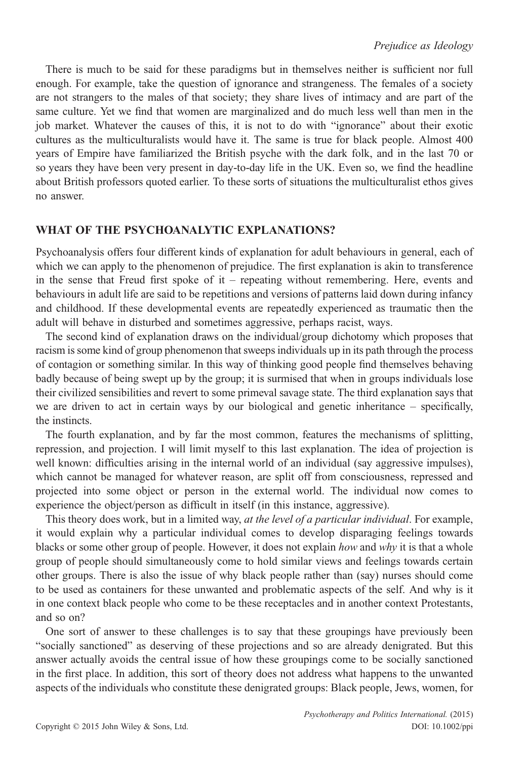There is much to be said for these paradigms but in themselves neither is sufficient nor full enough. For example, take the question of ignorance and strangeness. The females of a society are not strangers to the males of that society; they share lives of intimacy and are part of the same culture. Yet we find that women are marginalized and do much less well than men in the job market. Whatever the causes of this, it is not to do with "ignorance" about their exotic cultures as the multiculturalists would have it. The same is true for black people. Almost 400 years of Empire have familiarized the British psyche with the dark folk, and in the last 70 or so years they have been very present in day-to-day life in the UK. Even so, we find the headline about British professors quoted earlier. To these sorts of situations the multiculturalist ethos gives no answer.

## WHAT OF THE PSYCHOANALYTIC EXPLANATIONS?

Psychoanalysis offers four different kinds of explanation for adult behaviours in general, each of which we can apply to the phenomenon of prejudice. The first explanation is akin to transference in the sense that Freud first spoke of it – repeating without remembering. Here, events and behaviours in adult life are said to be repetitions and versions of patterns laid down during infancy and childhood. If these developmental events are repeatedly experienced as traumatic then the adult will behave in disturbed and sometimes aggressive, perhaps racist, ways.

The second kind of explanation draws on the individual/group dichotomy which proposes that racism is some kind of group phenomenon that sweeps individuals up in its path through the process of contagion or something similar. In this way of thinking good people find themselves behaving badly because of being swept up by the group; it is surmised that when in groups individuals lose their civilized sensibilities and revert to some primeval savage state. The third explanation says that we are driven to act in certain ways by our biological and genetic inheritance – specifically, the instincts.

The fourth explanation, and by far the most common, features the mechanisms of splitting, repression, and projection. I will limit myself to this last explanation. The idea of projection is well known: difficulties arising in the internal world of an individual (say aggressive impulses), which cannot be managed for whatever reason, are split off from consciousness, repressed and projected into some object or person in the external world. The individual now comes to experience the object/person as difficult in itself (in this instance, aggressive).

This theory does work, but in a limited way, *at the level of a particular individual*. For example, it would explain why a particular individual comes to develop disparaging feelings towards blacks or some other group of people. However, it does not explain *how* and *why* it is that a whole group of people should simultaneously come to hold similar views and feelings towards certain other groups. There is also the issue of why black people rather than (say) nurses should come to be used as containers for these unwanted and problematic aspects of the self. And why is it in one context black people who come to be these receptacles and in another context Protestants, and so on?

One sort of answer to these challenges is to say that these groupings have previously been "socially sanctioned" as deserving of these projections and so are already denigrated. But this answer actually avoids the central issue of how these groupings come to be socially sanctioned in the first place. In addition, this sort of theory does not address what happens to the unwanted aspects of the individuals who constitute these denigrated groups: Black people, Jews, women, for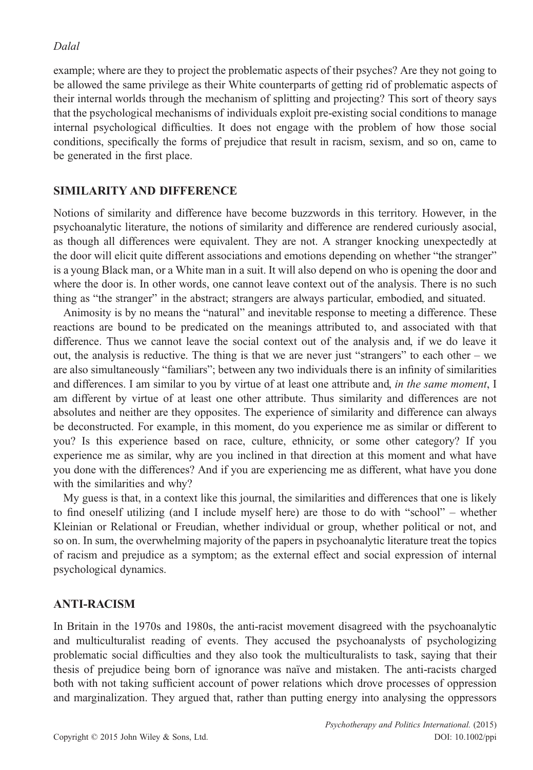example; where are they to project the problematic aspects of their psyches? Are they not going to be allowed the same privilege as their White counterparts of getting rid of problematic aspects of their internal worlds through the mechanism of splitting and projecting? This sort of theory says that the psychological mechanisms of individuals exploit pre-existing social conditions to manage internal psychological difficulties. It does not engage with the problem of how those social conditions, specifically the forms of prejudice that result in racism, sexism, and so on, came to be generated in the first place.

## SIMILARITY AND DIFFERENCE

Notions of similarity and difference have become buzzwords in this territory. However, in the psychoanalytic literature, the notions of similarity and difference are rendered curiously asocial, as though all differences were equivalent. They are not. A stranger knocking unexpectedly at the door will elicit quite different associations and emotions depending on whether "the stranger" is a young Black man, or a White man in a suit. It will also depend on who is opening the door and where the door is. In other words, one cannot leave context out of the analysis. There is no such thing as "the stranger" in the abstract; strangers are always particular, embodied, and situated.

Animosity is by no means the "natural" and inevitable response to meeting a difference. These reactions are bound to be predicated on the meanings attributed to, and associated with that difference. Thus we cannot leave the social context out of the analysis and, if we do leave it out, the analysis is reductive. The thing is that we are never just "strangers" to each other – we are also simultaneously "familiars"; between any two individuals there is an infinity of similarities and differences. I am similar to you by virtue of at least one attribute and, *in the same moment*, I am different by virtue of at least one other attribute. Thus similarity and differences are not absolutes and neither are they opposites. The experience of similarity and difference can always be deconstructed. For example, in this moment, do you experience me as similar or different to you? Is this experience based on race, culture, ethnicity, or some other category? If you experience me as similar, why are you inclined in that direction at this moment and what have you done with the differences? And if you are experiencing me as different, what have you done with the similarities and why?

My guess is that, in a context like this journal, the similarities and differences that one is likely to find oneself utilizing (and I include myself here) are those to do with "school" – whether Kleinian or Relational or Freudian, whether individual or group, whether political or not, and so on. In sum, the overwhelming majority of the papers in psychoanalytic literature treat the topics of racism and prejudice as a symptom; as the external effect and social expression of internal psychological dynamics.

## ANTI-RACISM

In Britain in the 1970s and 1980s, the anti-racist movement disagreed with the psychoanalytic and multiculturalist reading of events. They accused the psychoanalysts of psychologizing problematic social difficulties and they also took the multiculturalists to task, saying that their thesis of prejudice being born of ignorance was naïve and mistaken. The anti-racists charged both with not taking sufficient account of power relations which drove processes of oppression and marginalization. They argued that, rather than putting energy into analysing the oppressors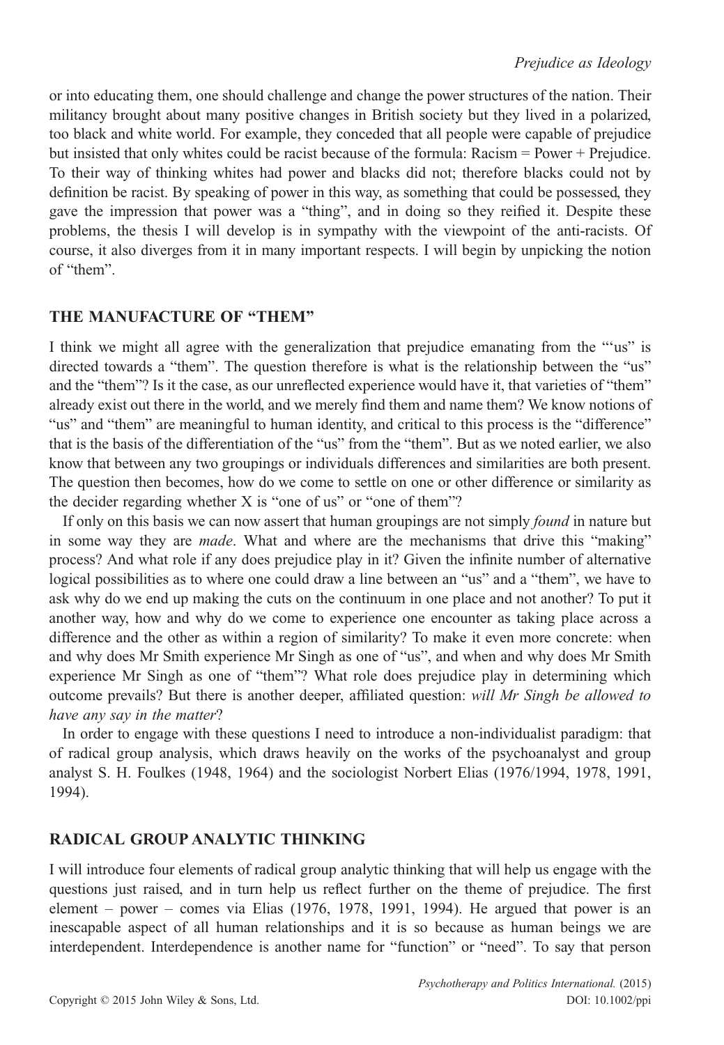or into educating them, one should challenge and change the power structures of the nation. Their militancy brought about many positive changes in British society but they lived in a polarized, too black and white world. For example, they conceded that all people were capable of prejudice but insisted that only whites could be racist because of the formula: Racism = Power + Prejudice. To their way of thinking whites had power and blacks did not; therefore blacks could not by definition be racist. By speaking of power in this way, as something that could be possessed, they gave the impression that power was a "thing", and in doing so they reified it. Despite these problems, the thesis I will develop is in sympathy with the viewpoint of the anti-racists. Of course, it also diverges from it in many important respects. I will begin by unpicking the notion of "them".

## THE MANUFACTURE OF "THEM"

I think we might all agree with the generalization that prejudice emanating from the "'us" is directed towards a "them". The question therefore is what is the relationship between the "us" and the "them"? Is it the case, as our unreflected experience would have it, that varieties of "them" already exist out there in the world, and we merely find them and name them? We know notions of "us" and "them" are meaningful to human identity, and critical to this process is the "difference" that is the basis of the differentiation of the "us" from the "them". But as we noted earlier, we also know that between any two groupings or individuals differences and similarities are both present. The question then becomes, how do we come to settle on one or other difference or similarity as the decider regarding whether X is "one of us" or "one of them"?

If only on this basis we can now assert that human groupings are not simply *found* in nature but in some way they are *made*. What and where are the mechanisms that drive this "making" process? And what role if any does prejudice play in it? Given the infinite number of alternative logical possibilities as to where one could draw a line between an "us" and a "them", we have to ask why do we end up making the cuts on the continuum in one place and not another? To put it another way, how and why do we come to experience one encounter as taking place across a difference and the other as within a region of similarity? To make it even more concrete: when and why does Mr Smith experience Mr Singh as one of "us", and when and why does Mr Smith experience Mr Singh as one of "them"? What role does prejudice play in determining which outcome prevails? But there is another deeper, affiliated question: *will Mr Singh be allowed to have any say in the matter*?

In order to engage with these questions I need to introduce a non-individualist paradigm: that of radical group analysis, which draws heavily on the works of the psychoanalyst and group analyst S. H. Foulkes (1948, 1964) and the sociologist Norbert Elias (1976/1994, 1978, 1991, 1994).

## RADICAL GROUP ANALYTIC THINKING

I will introduce four elements of radical group analytic thinking that will help us engage with the questions just raised, and in turn help us reflect further on the theme of prejudice. The first element – power – comes via Elias (1976, 1978, 1991, 1994). He argued that power is an inescapable aspect of all human relationships and it is so because as human beings we are interdependent. Interdependence is another name for "function" or "need". To say that person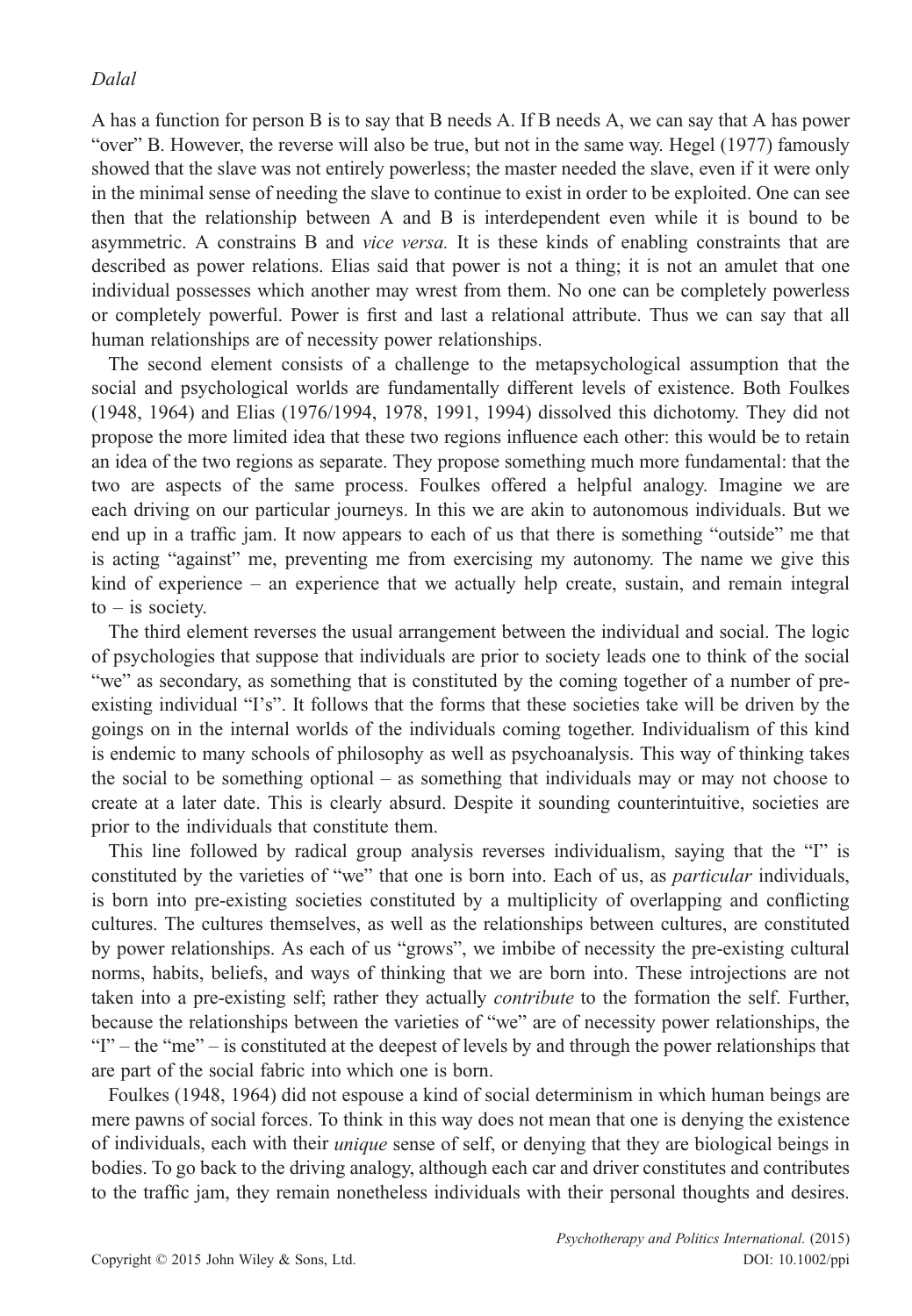A has a function for person B is to say that B needs A. If B needs A, we can say that A has power "over" B. However, the reverse will also be true, but not in the same way. Hegel (1977) famously showed that the slave was not entirely powerless; the master needed the slave, even if it were only in the minimal sense of needing the slave to continue to exist in order to be exploited. One can see then that the relationship between A and B is interdependent even while it is bound to be asymmetric. A constrains B and *vice versa.* It is these kinds of enabling constraints that are described as power relations. Elias said that power is not a thing; it is not an amulet that one individual possesses which another may wrest from them. No one can be completely powerless or completely powerful. Power is first and last a relational attribute. Thus we can say that all human relationships are of necessity power relationships.

The second element consists of a challenge to the metapsychological assumption that the social and psychological worlds are fundamentally different levels of existence. Both Foulkes (1948, 1964) and Elias (1976/1994, 1978, 1991, 1994) dissolved this dichotomy. They did not propose the more limited idea that these two regions influence each other: this would be to retain an idea of the two regions as separate. They propose something much more fundamental: that the two are aspects of the same process. Foulkes offered a helpful analogy. Imagine we are each driving on our particular journeys. In this we are akin to autonomous individuals. But we end up in a traffic jam. It now appears to each of us that there is something "outside" me that is acting "against" me, preventing me from exercising my autonomy. The name we give this kind of experience – an experience that we actually help create, sustain, and remain integral to – is society.

The third element reverses the usual arrangement between the individual and social. The logic of psychologies that suppose that individuals are prior to society leads one to think of the social "we" as secondary, as something that is constituted by the coming together of a number of pre-existing individual "I's". It follows that the forms that these societies take will be driven by the goings on in the internal worlds of the individuals coming together. Individualism of this kind is endemic to many schools of philosophy as well as psychoanalysis. This way of thinking takes the social to be something optional – as something that individuals may or may not choose to create at a later date. This is clearly absurd. Despite it sounding counterintuitive, societies are prior to the individuals that constitute them.

This line followed by radical group analysis reverses individualism, saying that the "I" is constituted by the varieties of "we" that one is born into. Each of us, as *particular* individuals, is born into pre-existing societies constituted by a multiplicity of overlapping and conflicting cultures. The cultures themselves, as well as the relationships between cultures, are constituted by power relationships. As each of us "grows", we imbibe of necessity the pre-existing cultural norms, habits, beliefs, and ways of thinking that we are born into. These introjections are not taken into a pre-existing self; rather they actually *contribute* to the formation the self. Further, because the relationships between the varieties of "we" are of necessity power relationships, the "I" – the "me" – is constituted at the deepest of levels by and through the power relationships that are part of the social fabric into which one is born.

Foulkes (1948, 1964) did not espouse a kind of social determinism in which human beings are mere pawns of social forces. To think in this way does not mean that one is denying the existence of individuals, each with their *unique* sense of self, or denying that they are biological beings in bodies. To go back to the driving analogy, although each car and driver constitutes and contributes to the traffic jam, they remain nonetheless individuals with their personal thoughts and desires.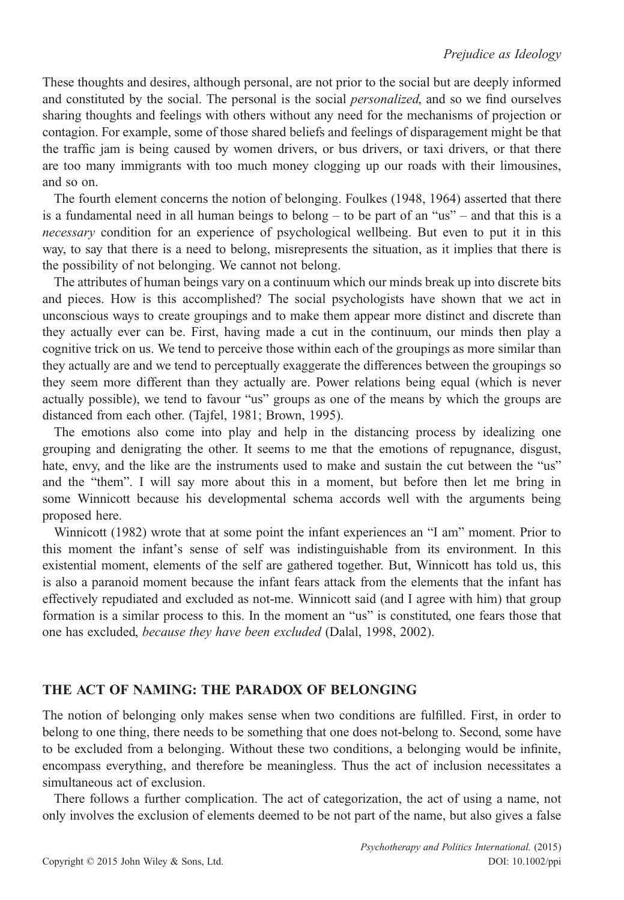These thoughts and desires, although personal, are not prior to the social but are deeply informed and constituted by the social. The personal is the social *personalized*, and so we find ourselves sharing thoughts and feelings with others without any need for the mechanisms of projection or contagion. For example, some of those shared beliefs and feelings of disparagement might be that the traffic jam is being caused by women drivers, or bus drivers, or taxi drivers, or that there are too many immigrants with too much money clogging up our roads with their limousines, and so on.

The fourth element concerns the notion of belonging. Foulkes (1948, 1964) asserted that there is a fundamental need in all human beings to belong – to be part of an "us" – and that this is a *necessary* condition for an experience of psychological wellbeing. But even to put it in this way, to say that there is a need to belong, misrepresents the situation, as it implies that there is the possibility of not belonging. We cannot not belong.

The attributes of human beings vary on a continuum which our minds break up into discrete bits and pieces. How is this accomplished? The social psychologists have shown that we act in unconscious ways to create groupings and to make them appear more distinct and discrete than they actually ever can be. First, having made a cut in the continuum, our minds then play a cognitive trick on us. We tend to perceive those within each of the groupings as more similar than they actually are and we tend to perceptually exaggerate the differences between the groupings so they seem more different than they actually are. Power relations being equal (which is never actually possible), we tend to favour "us" groups as one of the means by which the groups are distanced from each other. (Tajfel, 1981; Brown, 1995).

The emotions also come into play and help in the distancing process by idealizing one grouping and denigrating the other. It seems to me that the emotions of repugnance, disgust, hate, envy, and the like are the instruments used to make and sustain the cut between the "us" and the "them". I will say more about this in a moment, but before then let me bring in some Winnicott because his developmental schema accords well with the arguments being proposed here.

Winnicott (1982) wrote that at some point the infant experiences an "I am" moment. Prior to this moment the infant's sense of self was indistinguishable from its environment. In this existential moment, elements of the self are gathered together. But, Winnicott has told us, this is also a paranoid moment because the infant fears attack from the elements that the infant has effectively repudiated and excluded as not-me. Winnicott said (and I agree with him) that group formation is a similar process to this. In the moment an "us" is constituted, one fears those that one has excluded, *because they have been excluded* (Dalal, 1998, 2002).

## THE ACT OF NAMING: THE PARADOX OF BELONGING

The notion of belonging only makes sense when two conditions are fulfilled. First, in order to belong to one thing, there needs to be something that one does not-belong to. Second, some have to be excluded from a belonging. Without these two conditions, a belonging would be infinite, encompass everything, and therefore be meaningless. Thus the act of inclusion necessitates a simultaneous act of exclusion.

There follows a further complication. The act of categorization, the act of using a name, not only involves the exclusion of elements deemed to be not part of the name, but also gives a false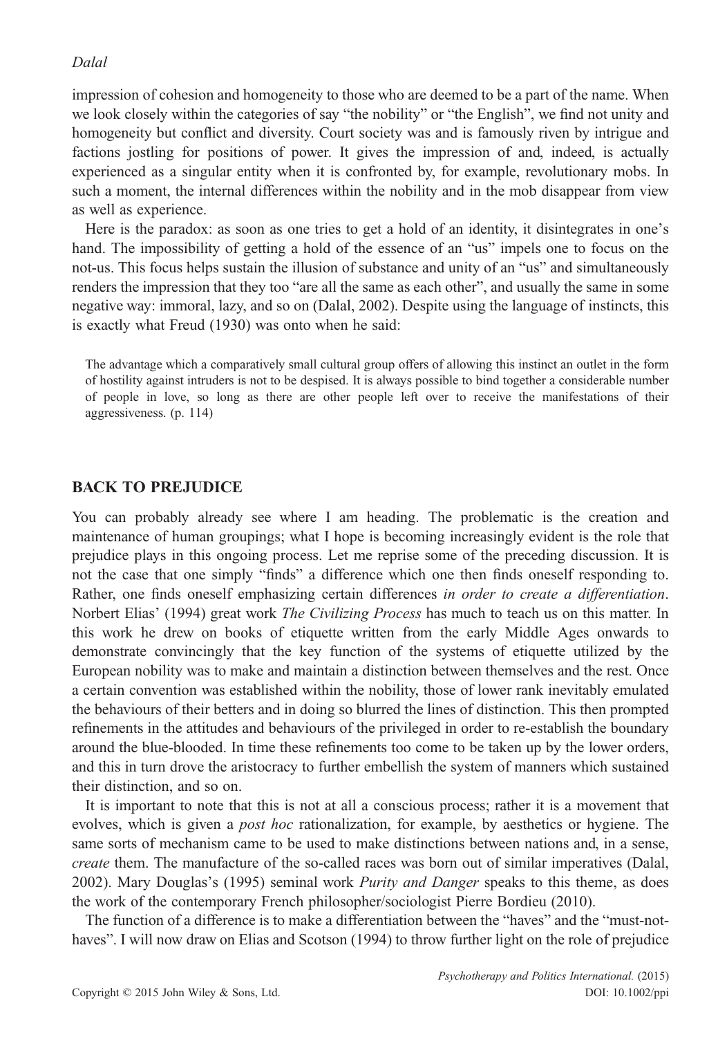impression of cohesion and homogeneity to those who are deemed to be a part of the name. When we look closely within the categories of say "the nobility" or "the English", we find not unity and homogeneity but conflict and diversity. Court society was and is famously riven by intrigue and factions jostling for positions of power. It gives the impression of and, indeed, is actually experienced as a singular entity when it is confronted by, for example, revolutionary mobs. In such a moment, the internal differences within the nobility and in the mob disappear from view as well as experience.

Here is the paradox: as soon as one tries to get a hold of an identity, it disintegrates in one's hand. The impossibility of getting a hold of the essence of an "us" impels one to focus on the not-us. This focus helps sustain the illusion of substance and unity of an "us" and simultaneously renders the impression that they too "are all the same as each other", and usually the same in some negative way: immoral, lazy, and so on (Dalal, 2002). Despite using the language of instincts, this is exactly what Freud (1930) was onto when he said:

> The advantage which a comparatively small cultural group offers of allowing this instinct an outlet in the form of hostility against intruders is not to be despised. It is always possible to bind together a considerable number of people in love, so long as there are other people left over to receive the manifestations of their aggressiveness. (p. 114)

## BACK TO PREJUDICE

You can probably already see where I am heading. The problematic is the creation and maintenance of human groupings; what I hope is becoming increasingly evident is the role that prejudice plays in this ongoing process. Let me reprise some of the preceding discussion. It is not the case that one simply "finds" a difference which one then finds oneself responding to. Rather, one finds oneself emphasizing certain differences *in order to create a differentiation*. Norbert Elias' (1994) great work *The Civilizing Process* has much to teach us on this matter. In this work he drew on books of etiquette written from the early Middle Ages onwards to demonstrate convincingly that the key function of the systems of etiquette utilized by the European nobility was to make and maintain a distinction between themselves and the rest. Once a certain convention was established within the nobility, those of lower rank inevitably emulated the behaviours of their betters and in doing so blurred the lines of distinction. This then prompted refinements in the attitudes and behaviours of the privileged in order to re-establish the boundary around the blue-blooded. In time these refinements too come to be taken up by the lower orders, and this in turn drove the aristocracy to further embellish the system of manners which sustained their distinction, and so on.

It is important to note that this is not at all a conscious process; rather it is a movement that evolves, which is given a *post hoc* rationalization, for example, by aesthetics or hygiene. The same sorts of mechanism came to be used to make distinctions between nations and, in a sense, *create* them. The manufacture of the so-called races was born out of similar imperatives (Dalal, 2002). Mary Douglas's (1995) seminal work *Purity and Danger* speaks to this theme, as does the work of the contemporary French philosopher/sociologist Pierre Bordieu (2010).

The function of a difference is to make a differentiation between the "haves" and the "must-not-haves". I will now draw on Elias and Scotson (1994) to throw further light on the role of prejudice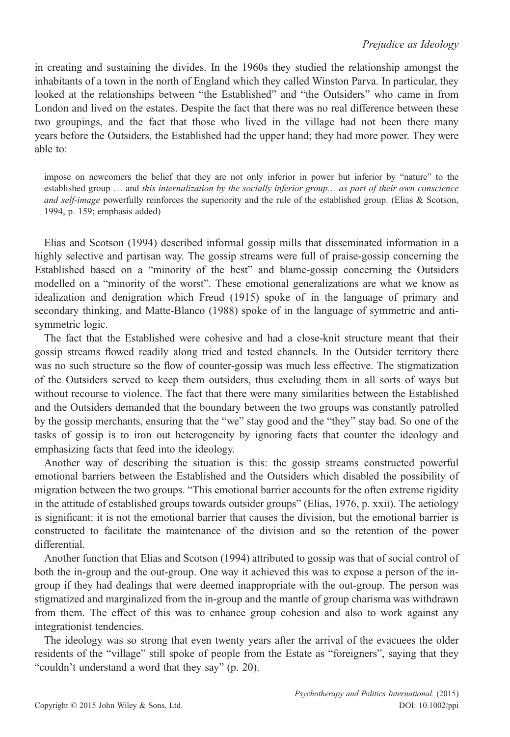in creating and sustaining the divides. In the 1960s they studied the relationship amongst the inhabitants of a town in the north of England which they called Winston Parva. In particular, they looked at the relationships between "the Established" and "the Outsiders" who came in from London and lived on the estates. Despite the fact that there was no real difference between these two groupings, and the fact that those who lived in the village had not been there many years before the Outsiders, the Established had the upper hand; they had more power. They were able to:

> impose on newcomers the belief that they are not only inferior in power but inferior by "nature" to the established group … and *this internalization by the socially inferior group… as part of their own conscience and self-image* powerfully reinforces the superiority and the rule of the established group. (Elias & Scotson, 1994, p. 159; emphasis added)

Elias and Scotson (1994) described informal gossip mills that disseminated information in a highly selective and partisan way. The gossip streams were full of praise-gossip concerning the Established based on a "minority of the best" and blame-gossip concerning the Outsiders modelled on a "minority of the worst". These emotional generalizations are what we know as idealization and denigration which Freud (1915) spoke of in the language of primary and secondary thinking, and Matte-Blanco (1988) spoke of in the language of symmetric and anti-symmetric logic.

The fact that the Established were cohesive and had a close-knit structure meant that their gossip streams flowed readily along tried and tested channels. In the Outsider territory there was no such structure so the flow of counter-gossip was much less effective. The stigmatization of the Outsiders served to keep them outsiders, thus excluding them in all sorts of ways but without recourse to violence. The fact that there were many similarities between the Established and the Outsiders demanded that the boundary between the two groups was constantly patrolled by the gossip merchants, ensuring that the "we" stay good and the "they" stay bad. So one of the tasks of gossip is to iron out heterogeneity by ignoring facts that counter the ideology and emphasizing facts that feed into the ideology.

Another way of describing the situation is this: the gossip streams constructed powerful emotional barriers between the Established and the Outsiders which disabled the possibility of migration between the two groups. "This emotional barrier accounts for the often extreme rigidity in the attitude of established groups towards outsider groups" (Elias, 1976, p. xxii). The aetiology is significant: it is not the emotional barrier that causes the division, but the emotional barrier is constructed to facilitate the maintenance of the division and so the retention of the power differential.

Another function that Elias and Scotson (1994) attributed to gossip was that of social control of both the in-group and the out-group. One way it achieved this was to expose a person of the in-group if they had dealings that were deemed inappropriate with the out-group. The person was stigmatized and marginalized from the in-group and the mantle of group charisma was withdrawn from them. The effect of this was to enhance group cohesion and also to work against any integrationist tendencies.

The ideology was so strong that even twenty years after the arrival of the evacuees the older residents of the "village" still spoke of people from the Estate as "foreigners", saying that they "couldn't understand a word that they say" (p. 20).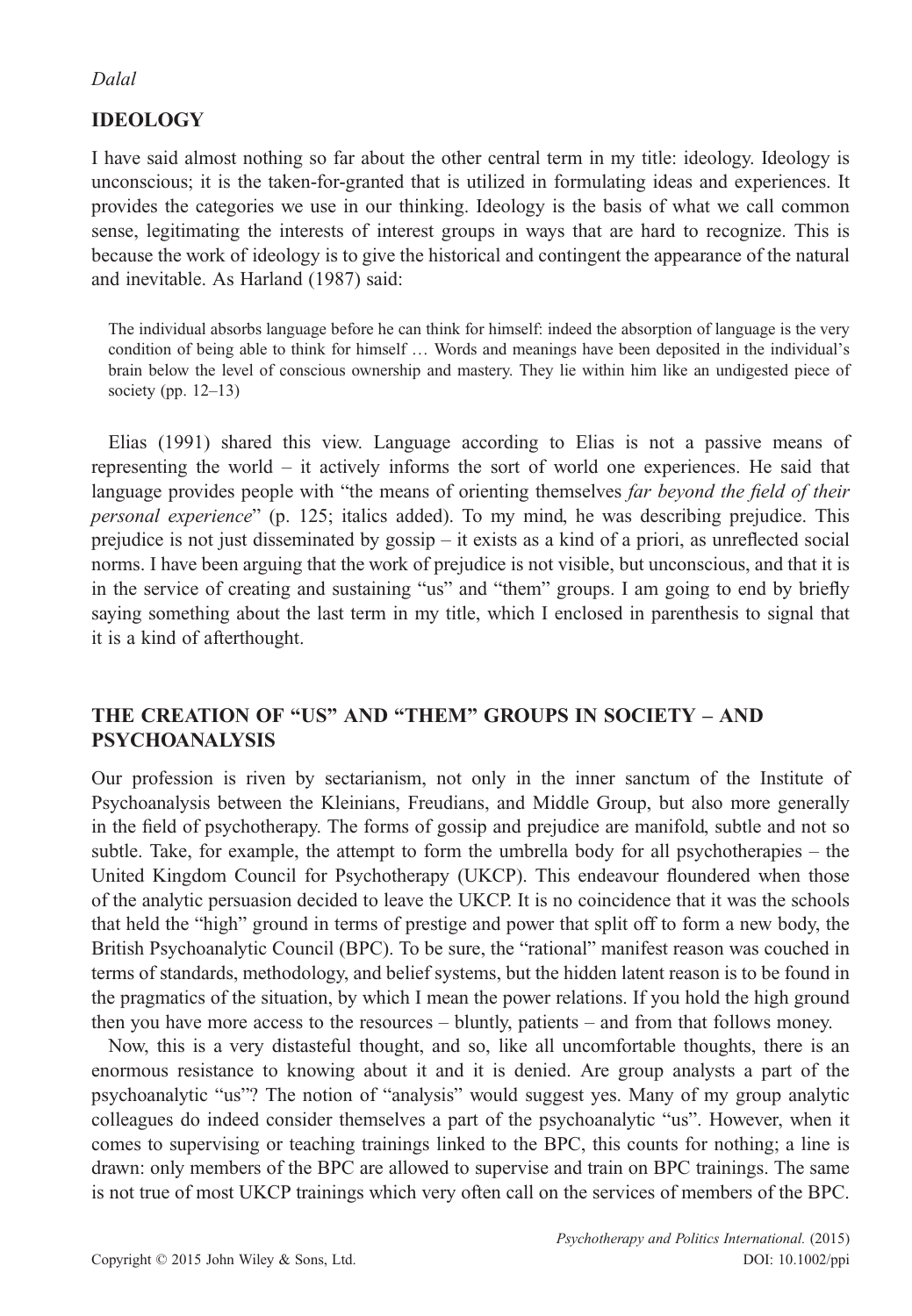## IDEOLOGY

I have said almost nothing so far about the other central term in my title: ideology. Ideology is unconscious; it is the taken-for-granted that is utilized in formulating ideas and experiences. It provides the categories we use in our thinking. Ideology is the basis of what we call common sense, legitimating the interests of interest groups in ways that are hard to recognize. This is because the work of ideology is to give the historical and contingent the appearance of the natural and inevitable. As Harland (1987) said:

> The individual absorbs language before he can think for himself: indeed the absorption of language is the very condition of being able to think for himself … Words and meanings have been deposited in the individual's brain below the level of conscious ownership and mastery. They lie within him like an undigested piece of society (pp. 12–13)

Elias (1991) shared this view. Language according to Elias is not a passive means of representing the world – it actively informs the sort of world one experiences. He said that language provides people with "the means of orienting themselves *far beyond the field of their personal experience*" (p. 125; italics added). To my mind, he was describing prejudice. This prejudice is not just disseminated by gossip – it exists as a kind of a priori, as unreflected social norms. I have been arguing that the work of prejudice is not visible, but unconscious, and that it is in the service of creating and sustaining "us" and "them" groups. I am going to end by briefly saying something about the last term in my title, which I enclosed in parenthesis to signal that it is a kind of afterthought.

## THE CREATION OF "US" AND "THEM" GROUPS IN SOCIETY – AND PSYCHOANALYSIS

Our profession is riven by sectarianism, not only in the inner sanctum of the Institute of Psychoanalysis between the Kleinians, Freudians, and Middle Group, but also more generally in the field of psychotherapy. The forms of gossip and prejudice are manifold, subtle and not so subtle. Take, for example, the attempt to form the umbrella body for all psychotherapies – the United Kingdom Council for Psychotherapy (UKCP). This endeavour floundered when those of the analytic persuasion decided to leave the UKCP. It is no coincidence that it was the schools that held the "high" ground in terms of prestige and power that split off to form a new body, the British Psychoanalytic Council (BPC). To be sure, the "rational" manifest reason was couched in terms of standards, methodology, and belief systems, but the hidden latent reason is to be found in the pragmatics of the situation, by which I mean the power relations. If you hold the high ground then you have more access to the resources – bluntly, patients – and from that follows money.

Now, this is a very distasteful thought, and so, like all uncomfortable thoughts, there is an enormous resistance to knowing about it and it is denied. Are group analysts a part of the psychoanalytic "us"? The notion of "analysis" would suggest yes. Many of my group analytic colleagues do indeed consider themselves a part of the psychoanalytic "us". However, when it comes to supervising or teaching trainings linked to the BPC, this counts for nothing; a line is drawn: only members of the BPC are allowed to supervise and train on BPC trainings. The same is not true of most UKCP trainings which very often call on the services of members of the BPC.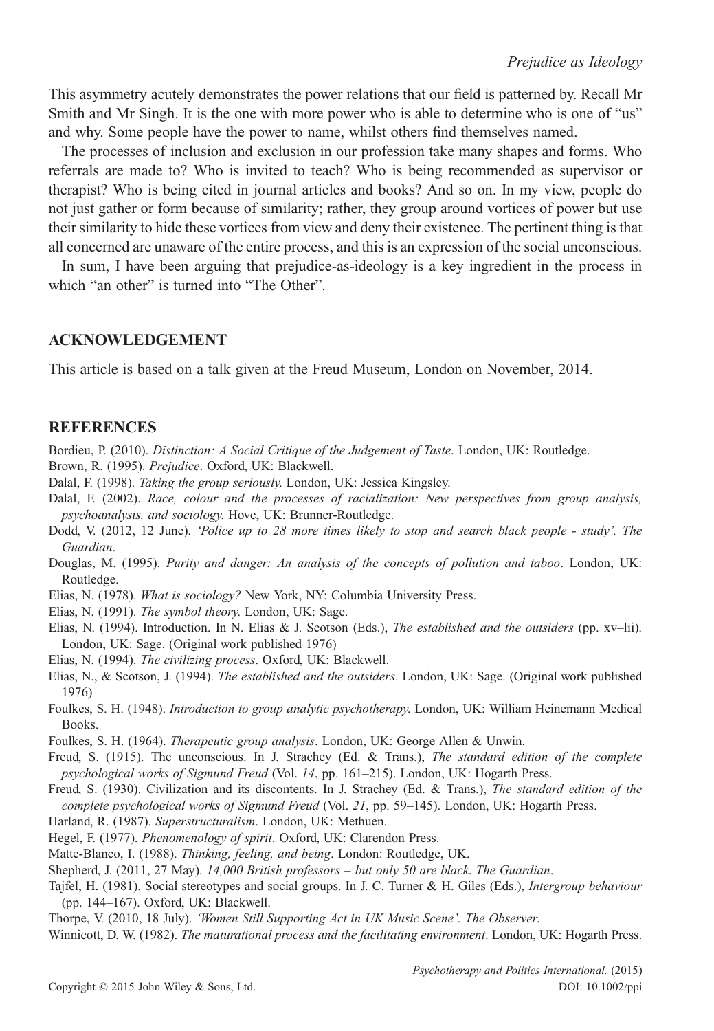This asymmetry acutely demonstrates the power relations that our field is patterned by. Recall Mr Smith and Mr Singh. It is the one with more power who is able to determine who is one of "us" and why. Some people have the power to name, whilst others find themselves named.

The processes of inclusion and exclusion in our profession take many shapes and forms. Who referrals are made to? Who is invited to teach? Who is being recommended as supervisor or therapist? Who is being cited in journal articles and books? And so on. In my view, people do not just gather or form because of similarity; rather, they group around vortices of power but use their similarity to hide these vortices from view and deny their existence. The pertinent thing is that all concerned are unaware of the entire process, and this is an expression of the social unconscious.

In sum, I have been arguing that prejudice-as-ideology is a key ingredient in the process in which "an other" is turned into "The Other".

## ACKNOWLEDGEMENT

This article is based on a talk given at the Freud Museum, London on November, 2014.

## REFERENCES

Bordieu, P. (2010). *Distinction: A Social Critique of the Judgement of Taste*. London, UK: Routledge.

Brown, R. (1995). *Prejudice*. Oxford, UK: Blackwell.

Dalal, F. (1998). *Taking the group seriously*. London, UK: Jessica Kingsley.

Dalal, F. (2002). *Race, colour and the processes of racialization: New perspectives from group analysis, psychoanalysis, and sociology.* Hove, UK: Brunner-Routledge.

Dodd, V. (2012, 12 June). *'Police up to 28 more times likely to stop and search black people - study'. The Guardian*.

Douglas, M. (1995). *Purity and danger: An analysis of the concepts of pollution and taboo*. London, UK: Routledge.

Elias, N. (1978). *What is sociology?* New York, NY: Columbia University Press.

Elias, N. (1991). *The symbol theory.* London, UK: Sage.

Elias, N. (1994). Introduction. In N. Elias & J. Scotson (Eds.), *The established and the outsiders* (pp. xv–lii). London, UK: Sage. (Original work published 1976)

Elias, N. (1994). *The civilizing process*. Oxford, UK: Blackwell.

Elias, N., & Scotson, J. (1994). *The established and the outsiders*. London, UK: Sage. (Original work published 1976)

Foulkes, S. H. (1948). *Introduction to group analytic psychotherapy.* London, UK: William Heinemann Medical Books.

Foulkes, S. H. (1964). *Therapeutic group analysis*. London, UK: George Allen & Unwin.

Freud, S. (1915). The unconscious. In J. Strachey (Ed. & Trans.), *The standard edition of the complete psychological works of Sigmund Freud* (Vol. *14*, pp. 161–215). London, UK: Hogarth Press.

Freud, S. (1930). Civilization and its discontents. In J. Strachey (Ed. & Trans.), *The standard edition of the complete psychological works of Sigmund Freud* (Vol. *21*, pp. 59–145). London, UK: Hogarth Press.

Harland, R. (1987). *Superstructuralism*. London, UK: Methuen.

Hegel, F. (1977). *Phenomenology of spirit*. Oxford, UK: Clarendon Press.

Matte-Blanco, I. (1988). *Thinking, feeling, and being*. London: Routledge, UK.

Shepherd, J. (2011, 27 May). *14,000 British professors – but only 50 are black*. *The Guardian*.

Tajfel, H. (1981). Social stereotypes and social groups. In J. C. Turner & H. Giles (Eds.), *Intergroup behaviour* (pp. 144–167). Oxford, UK: Blackwell.

Thorpe, V. (2010, 18 July). *'Women Still Supporting Act in UK Music Scene'. The Observer.*

Winnicott, D. W. (1982). *The maturational process and the facilitating environment*. London, UK: Hogarth Press.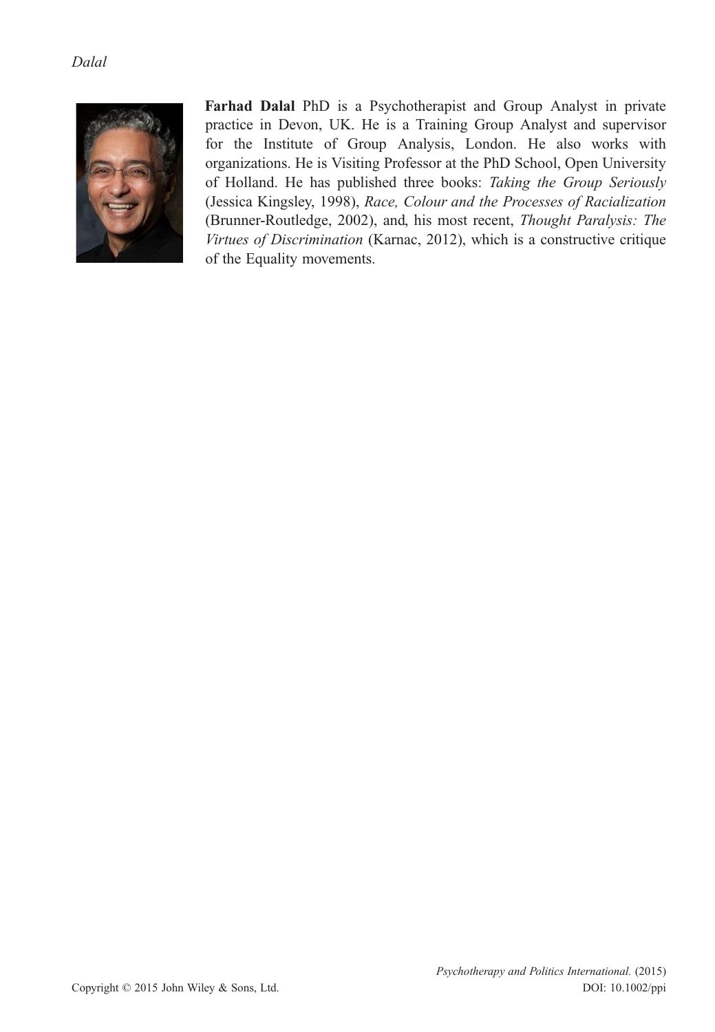**Farhad Dalal** PhD is a Psychotherapist and Group Analyst in private practice in Devon, UK. He is a Training Group Analyst and supervisor for the Institute of Group Analysis, London. He also works with organizations. He is Visiting Professor at the PhD School, Open University of Holland. He has published three books: *Taking the Group Seriously* (Jessica Kingsley, 1998), *Race, Colour and the Processes of Racialization* (Brunner-Routledge, 2002), and, his most recent, *Thought Paralysis: The Virtues of Discrimination* (Karnac, 2012), which is a constructive critique of the Equality movements.